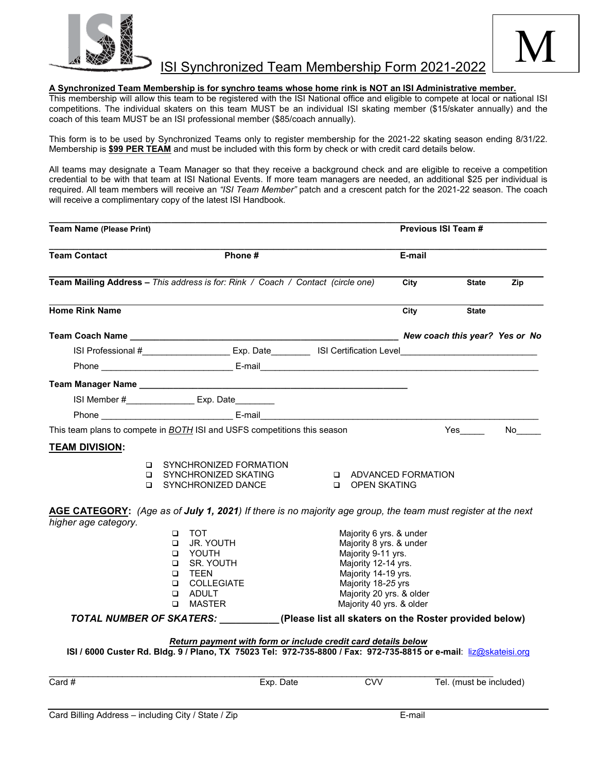# ISI Synchronized Team Membership Form 2021-2022

M

**A Synchronized Team Membership is for synchro teams whose home rink is NOT an ISI Administrative member.**
This membership will allow this team to be registered with the ISI National office and eligible to compete at local or national ISI competitions. The individual skaters on this team MUST be an individual ISI skating member ($15/skater annually) and the coach of this team MUST be an ISI professional member ($85/coach annually).

This form is to be used by Synchronized Teams only to register membership for the 2021-22 skating season ending 8/31/22. Membership is **$99 PER TEAM** and must be included with this form by check or with credit card details below.

All teams may designate a Team Manager so that they receive a background check and are eligible to receive a competition credential to be with that team at ISI National Events. If more team managers are needed, an additional $25 per individual is required. All team members will receive an *"ISI Team Member"* patch and a crescent patch for the 2021-22 season. The coach will receive a complimentary copy of the latest ISI Handbook.

**Team Name (Please Print)** ________________________________ **Previous ISI Team #** ________

**Team Contact** ________________ **Phone #** ________________ **E-mail** ________________

**Team Mailing Address –** *This address is for: Rink / Coach / Contact (circle one)* **City** ________ **State** ____ **Zip** ____

**Home Rink Name** ________________________________ **City** ________ **State** ____

**Team Coach Name** ________________________________________ ***New coach this year? Yes or No***

ISI Professional #_________________ Exp. Date________ ISI Certification Level___________________________

Phone __________________________ E-mail___________________________________________________

**Team Manager Name** ________________________________________

ISI Member #______________ Exp. Date________

Phone __________________________ E-mail___________________________________________________

This team plans to compete in *BOTH* ISI and USFS competitions this season Yes_____ No_____

## TEAM DIVISION:

- ❑ SYNCHRONIZED FORMATION
- ❑ SYNCHRONIZED SKATING
- ❑ SYNCHRONIZED DANCE
- ❑ ADVANCED FORMATION
- ❑ OPEN SKATING

## AGE CATEGORY:

*(Age as of **July 1, 2021**) If there is no majority age group, the team must register at the next higher age category.*

| | |
|---|---|
| ❑ TOT | Majority 6 yrs. & under |
| ❑ JR. YOUTH | Majority 8 yrs. & under |
| ❑ YOUTH | Majority 9-11 yrs. |
| ❑ SR. YOUTH | Majority 12-14 yrs. |
| ❑ TEEN | Majority 14-19 yrs. |
| ❑ COLLEGIATE | Majority 18-25 yrs |
| ❑ ADULT | Majority 20 yrs. & older |
| ❑ MASTER | Majority 40 yrs. & older |

***TOTAL NUMBER OF SKATERS:*** ___________ **(Please list all skaters on the Roster provided below)**

***Return payment with form or include credit card details below***
**ISI / 6000 Custer Rd. Bldg. 9 / Plano, TX 75023 Tel: 972-735-8800 / Fax: 972-735-8815 or e-mail**: liz@skateisi.org

Card # ____________________ Exp. Date ________ CVV ________ Tel. (must be included) ________

Card Billing Address – including City / State / Zip ____________________ E-mail ____________________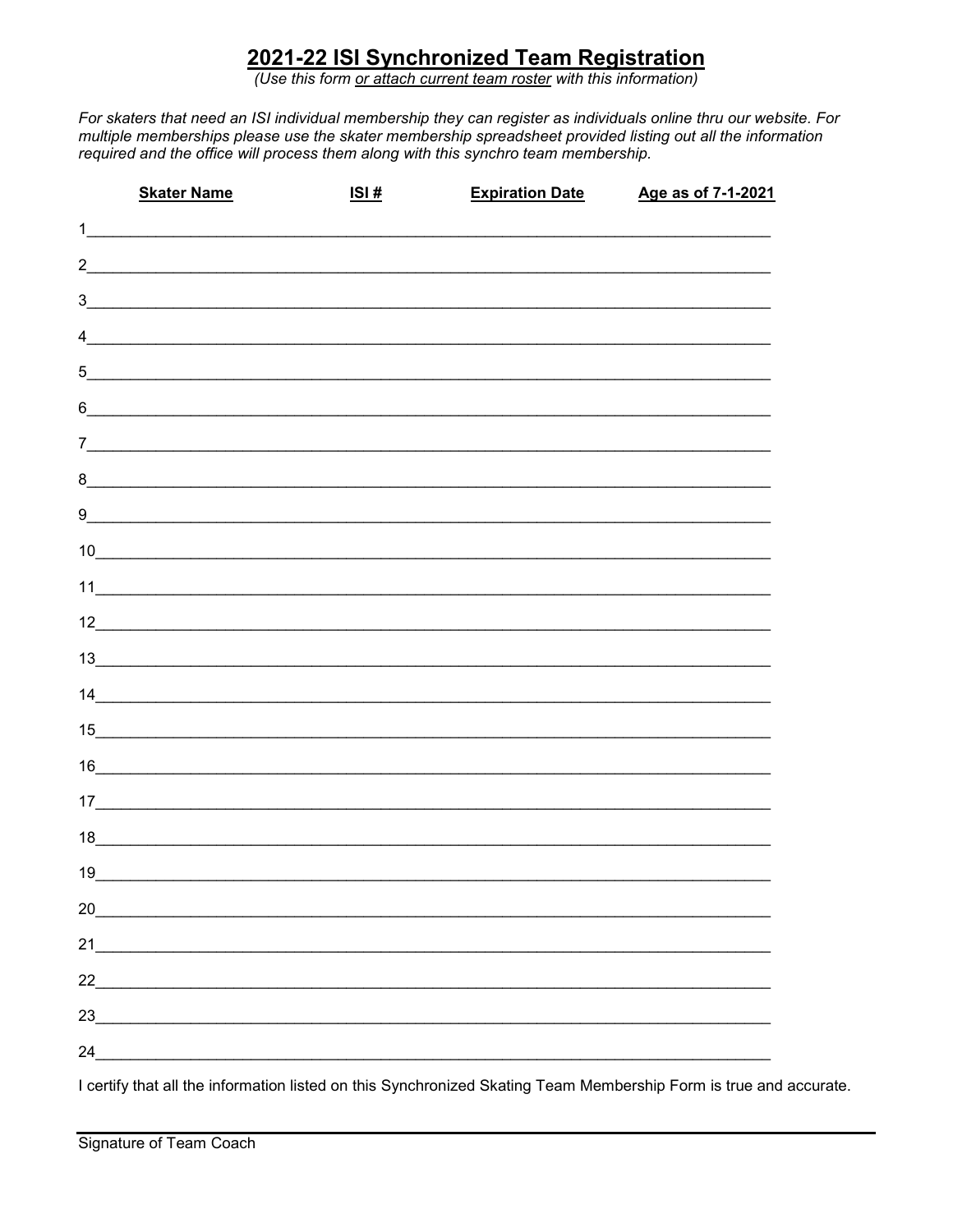# 2021-22 ISI Synchronized Team Registration

*(Use this form or attach current team roster with this information)*

*For skaters that need an ISI individual membership they can register as individuals online thru our website. For multiple memberships please use the skater membership spreadsheet provided listing out all the information required and the office will process them along with this synchro team membership.*

| | Skater Name | ISI # | Expiration Date | Age as of 7-1-2021 |
|---|---|---|---|---|
| 1 | | | | |
| 2 | | | | |
| 3 | | | | |
| 4 | | | | |
| 5 | | | | |
| 6 | | | | |
| 7 | | | | |
| 8 | | | | |
| 9 | | | | |
| 10 | | | | |
| 11 | | | | |
| 12 | | | | |
| 13 | | | | |
| 14 | | | | |
| 15 | | | | |
| 16 | | | | |
| 17 | | | | |
| 18 | | | | |
| 19 | | | | |
| 20 | | | | |
| 21 | | | | |
| 22 | | | | |
| 23 | | | | |
| 24 | | | | |

I certify that all the information listed on this Synchronized Skating Team Membership Form is true and accurate.

_______________________________________________

Signature of Team Coach